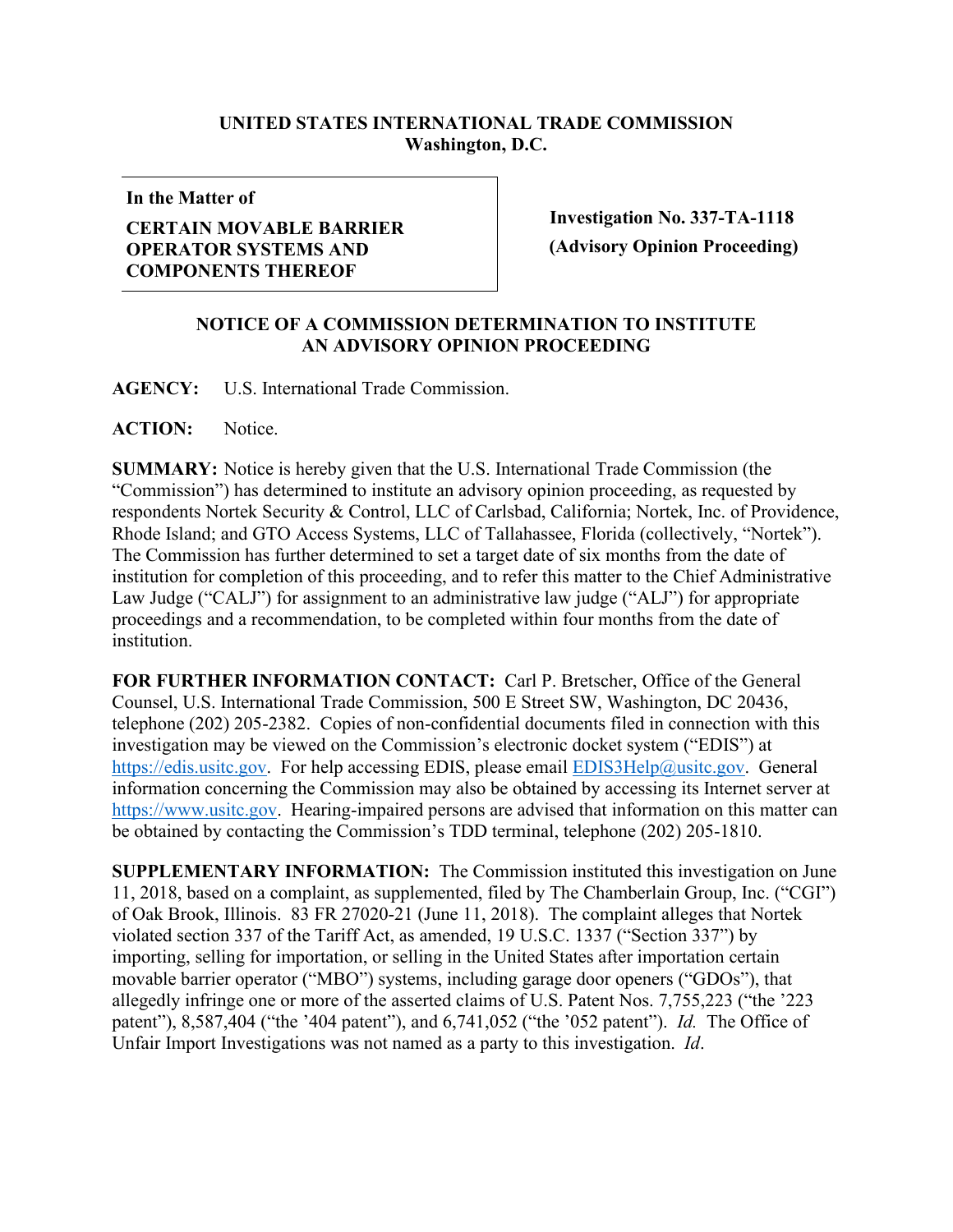**UNITED STATES INTERNATIONAL TRADE COMMISSION**
**Washington, D.C.**

| In the Matter of<br>**CERTAIN MOVABLE BARRIER OPERATOR SYSTEMS AND COMPONENTS THEREOF** | **Investigation No. 337-TA-1118**<br>**(Advisory Opinion Proceeding)** |
|---|---|

## NOTICE OF A COMMISSION DETERMINATION TO INSTITUTE AN ADVISORY OPINION PROCEEDING

**AGENCY:** U.S. International Trade Commission.

**ACTION:** Notice.

**SUMMARY:** Notice is hereby given that the U.S. International Trade Commission (the "Commission") has determined to institute an advisory opinion proceeding, as requested by respondents Nortek Security & Control, LLC of Carlsbad, California; Nortek, Inc. of Providence, Rhode Island; and GTO Access Systems, LLC of Tallahassee, Florida (collectively, "Nortek"). The Commission has further determined to set a target date of six months from the date of institution for completion of this proceeding, and to refer this matter to the Chief Administrative Law Judge ("CALJ") for assignment to an administrative law judge ("ALJ") for appropriate proceedings and a recommendation, to be completed within four months from the date of institution.

**FOR FURTHER INFORMATION CONTACT:** Carl P. Bretscher, Office of the General Counsel, U.S. International Trade Commission, 500 E Street SW, Washington, DC 20436, telephone (202) 205-2382. Copies of non-confidential documents filed in connection with this investigation may be viewed on the Commission's electronic docket system ("EDIS") at https://edis.usitc.gov. For help accessing EDIS, please email EDIS3Help@usitc.gov. General information concerning the Commission may also be obtained by accessing its Internet server at https://www.usitc.gov. Hearing-impaired persons are advised that information on this matter can be obtained by contacting the Commission's TDD terminal, telephone (202) 205-1810.

**SUPPLEMENTARY INFORMATION:** The Commission instituted this investigation on June 11, 2018, based on a complaint, as supplemented, filed by The Chamberlain Group, Inc. ("CGI") of Oak Brook, Illinois. 83 FR 27020-21 (June 11, 2018). The complaint alleges that Nortek violated section 337 of the Tariff Act, as amended, 19 U.S.C. 1337 ("Section 337") by importing, selling for importation, or selling in the United States after importation certain movable barrier operator ("MBO") systems, including garage door openers ("GDOs"), that allegedly infringe one or more of the asserted claims of U.S. Patent Nos. 7,755,223 ("the '223 patent"), 8,587,404 ("the '404 patent"), and 6,741,052 ("the '052 patent"). *Id.* The Office of Unfair Import Investigations was not named as a party to this investigation. *Id*.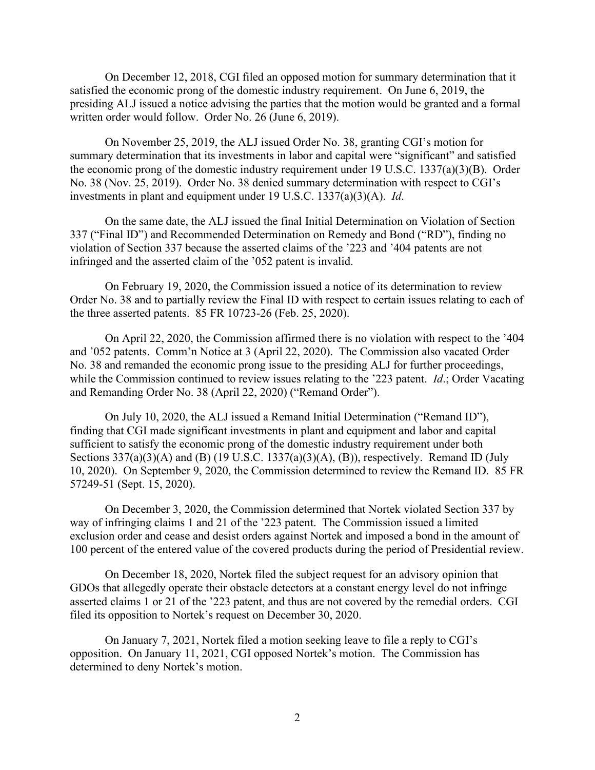On December 12, 2018, CGI filed an opposed motion for summary determination that it satisfied the economic prong of the domestic industry requirement. On June 6, 2019, the presiding ALJ issued a notice advising the parties that the motion would be granted and a formal written order would follow. Order No. 26 (June 6, 2019).

On November 25, 2019, the ALJ issued Order No. 38, granting CGI's motion for summary determination that its investments in labor and capital were "significant" and satisfied the economic prong of the domestic industry requirement under 19 U.S.C. 1337(a)(3)(B). Order No. 38 (Nov. 25, 2019). Order No. 38 denied summary determination with respect to CGI's investments in plant and equipment under 19 U.S.C. 1337(a)(3)(A). *Id*.

On the same date, the ALJ issued the final Initial Determination on Violation of Section 337 ("Final ID") and Recommended Determination on Remedy and Bond ("RD"), finding no violation of Section 337 because the asserted claims of the '223 and '404 patents are not infringed and the asserted claim of the '052 patent is invalid.

On February 19, 2020, the Commission issued a notice of its determination to review Order No. 38 and to partially review the Final ID with respect to certain issues relating to each of the three asserted patents. 85 FR 10723-26 (Feb. 25, 2020).

On April 22, 2020, the Commission affirmed there is no violation with respect to the '404 and '052 patents. Comm'n Notice at 3 (April 22, 2020). The Commission also vacated Order No. 38 and remanded the economic prong issue to the presiding ALJ for further proceedings, while the Commission continued to review issues relating to the '223 patent. *Id*.; Order Vacating and Remanding Order No. 38 (April 22, 2020) ("Remand Order").

On July 10, 2020, the ALJ issued a Remand Initial Determination ("Remand ID"), finding that CGI made significant investments in plant and equipment and labor and capital sufficient to satisfy the economic prong of the domestic industry requirement under both Sections 337(a)(3)(A) and (B) (19 U.S.C. 1337(a)(3)(A), (B)), respectively. Remand ID (July 10, 2020). On September 9, 2020, the Commission determined to review the Remand ID. 85 FR 57249-51 (Sept. 15, 2020).

On December 3, 2020, the Commission determined that Nortek violated Section 337 by way of infringing claims 1 and 21 of the '223 patent. The Commission issued a limited exclusion order and cease and desist orders against Nortek and imposed a bond in the amount of 100 percent of the entered value of the covered products during the period of Presidential review.

On December 18, 2020, Nortek filed the subject request for an advisory opinion that GDOs that allegedly operate their obstacle detectors at a constant energy level do not infringe asserted claims 1 or 21 of the '223 patent, and thus are not covered by the remedial orders. CGI filed its opposition to Nortek's request on December 30, 2020.

On January 7, 2021, Nortek filed a motion seeking leave to file a reply to CGI's opposition. On January 11, 2021, CGI opposed Nortek's motion. The Commission has determined to deny Nortek's motion.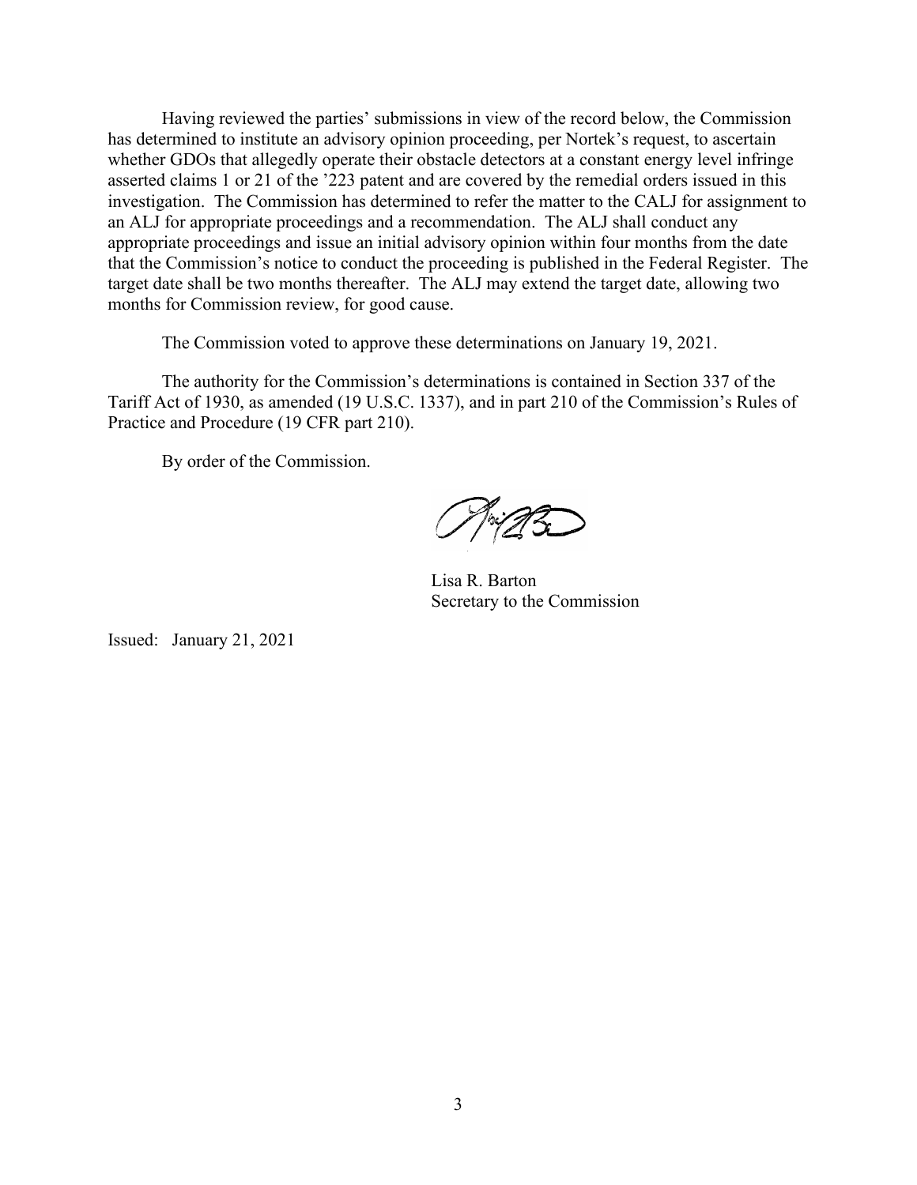Having reviewed the parties' submissions in view of the record below, the Commission has determined to institute an advisory opinion proceeding, per Nortek's request, to ascertain whether GDOs that allegedly operate their obstacle detectors at a constant energy level infringe asserted claims 1 or 21 of the '223 patent and are covered by the remedial orders issued in this investigation. The Commission has determined to refer the matter to the CALJ for assignment to an ALJ for appropriate proceedings and a recommendation. The ALJ shall conduct any appropriate proceedings and issue an initial advisory opinion within four months from the date that the Commission's notice to conduct the proceeding is published in the Federal Register. The target date shall be two months thereafter. The ALJ may extend the target date, allowing two months for Commission review, for good cause.

The Commission voted to approve these determinations on January 19, 2021.

The authority for the Commission's determinations is contained in Section 337 of the Tariff Act of 1930, as amended (19 U.S.C. 1337), and in part 210 of the Commission's Rules of Practice and Procedure (19 CFR part 210).

By order of the Commission.

Lisa R. Barton
Secretary to the Commission

Issued: January 21, 2021